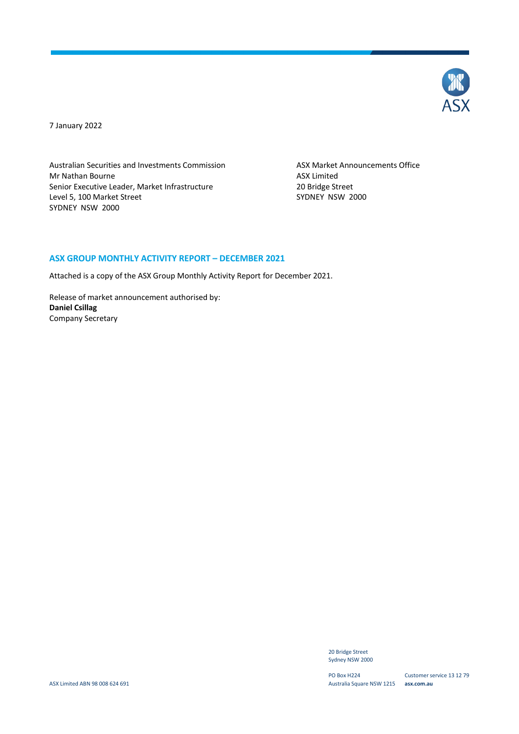7 January 2022

Australian Securities and Investments Commission
Mr Nathan Bourne
Senior Executive Leader, Market Infrastructure
Level 5, 100 Market Street
SYDNEY NSW 2000

ASX Market Announcements Office
ASX Limited
20 Bridge Street
SYDNEY NSW 2000

## ASX GROUP MONTHLY ACTIVITY REPORT – DECEMBER 2021

Attached is a copy of the ASX Group Monthly Activity Report for December 2021.

Release of market announcement authorised by:
**Daniel Csillag**
Company Secretary

ASX Limited ABN 98 008 624 691

20 Bridge Street
Sydney NSW 2000

PO Box H224
Australia Square NSW 1215

Customer service 13 12 79
**asx.com.au**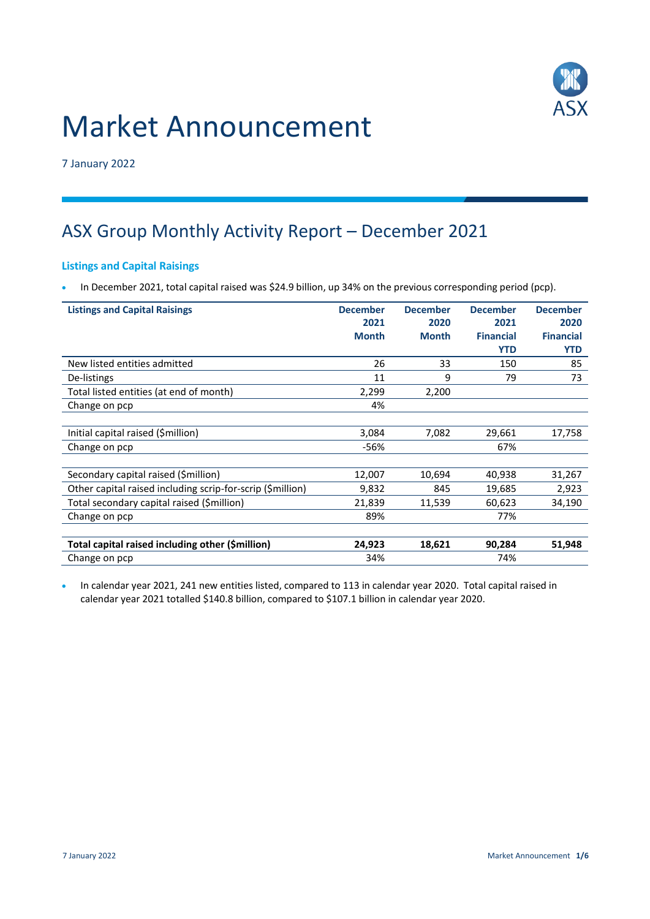# Market Announcement

7 January 2022

## ASX Group Monthly Activity Report – December 2021

### Listings and Capital Raisings

- In December 2021, total capital raised was $24.9 billion, up 34% on the previous corresponding period (pcp).

| Listings and Capital Raisings | December 2021 Month | December 2020 Month | December 2021 Financial YTD | December 2020 Financial YTD |
|---|---|---|---|---|
| New listed entities admitted | 26 | 33 | 150 | 85 |
| De-listings | 11 | 9 | 79 | 73 |
| Total listed entities (at end of month) | 2,299 | 2,200 | | |
| Change on pcp | 4% | | | |
| | | | | |
| Initial capital raised ($million) | 3,084 | 7,082 | 29,661 | 17,758 |
| Change on pcp | -56% | | 67% | |
| | | | | |
| Secondary capital raised ($million) | 12,007 | 10,694 | 40,938 | 31,267 |
| Other capital raised including scrip-for-scrip ($million) | 9,832 | 845 | 19,685 | 2,923 |
| Total secondary capital raised ($million) | 21,839 | 11,539 | 60,623 | 34,190 |
| Change on pcp | 89% | | 77% | |
| | | | | |
| **Total capital raised including other ($million)** | **24,923** | **18,621** | **90,284** | **51,948** |
| Change on pcp | 34% | | 74% | |

- In calendar year 2021, 241 new entities listed, compared to 113 in calendar year 2020. Total capital raised in calendar year 2021 totalled $140.8 billion, compared to $107.1 billion in calendar year 2020.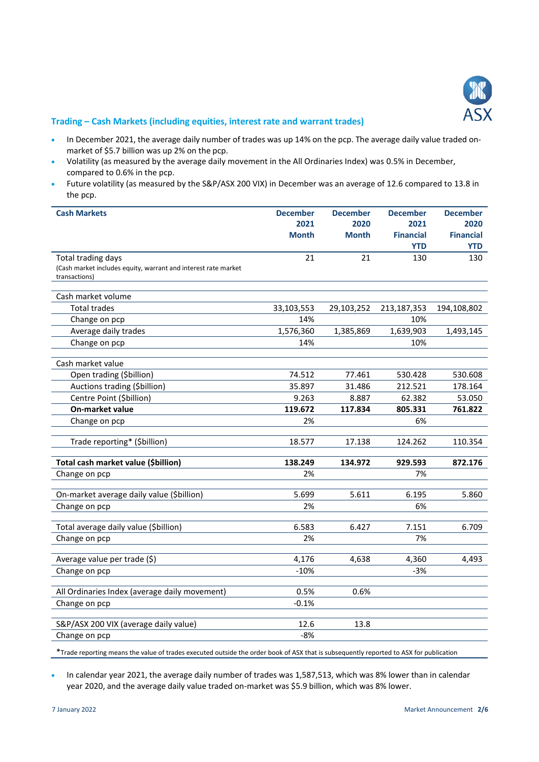## Trading – Cash Markets (including equities, interest rate and warrant trades)

- In December 2021, the average daily number of trades was up 14% on the pcp. The average daily value traded on-market of $5.7 billion was up 2% on the pcp.
- Volatility (as measured by the average daily movement in the All Ordinaries Index) was 0.5% in December, compared to 0.6% in the pcp.
- Future volatility (as measured by the S&P/ASX 200 VIX) in December was an average of 12.6 compared to 13.8 in the pcp.

| Cash Markets | December 2021 Month | December 2020 Month | December 2021 Financial YTD | December 2020 Financial YTD |
|---|---|---|---|---|
| Total trading days<br>(Cash market includes equity, warrant and interest rate market transactions) | 21 | 21 | 130 | 130 |
| | | | | |
| Cash market volume | | | | |
| Total trades | 33,103,553 | 29,103,252 | 213,187,353 | 194,108,802 |
| Change on pcp | 14% | | 10% | |
| Average daily trades | 1,576,360 | 1,385,869 | 1,639,903 | 1,493,145 |
| Change on pcp | 14% | | 10% | |
| | | | | |
| Cash market value | | | | |
| Open trading ($billion) | 74.512 | 77.461 | 530.428 | 530.608 |
| Auctions trading ($billion) | 35.897 | 31.486 | 212.521 | 178.164 |
| Centre Point ($billion) | 9.263 | 8.887 | 62.382 | 53.050 |
| **On-market value** | **119.672** | **117.834** | **805.331** | **761.822** |
| Change on pcp | 2% | | 6% | |
| | | | | |
| Trade reporting* ($billion) | 18.577 | 17.138 | 124.262 | 110.354 |
| | | | | |
| **Total cash market value ($billion)** | **138.249** | **134.972** | **929.593** | **872.176** |
| Change on pcp | 2% | | 7% | |
| | | | | |
| On-market average daily value ($billion) | 5.699 | 5.611 | 6.195 | 5.860 |
| Change on pcp | 2% | | 6% | |
| | | | | |
| Total average daily value ($billion) | 6.583 | 6.427 | 7.151 | 6.709 |
| Change on pcp | 2% | | 7% | |
| | | | | |
| Average value per trade ($) | 4,176 | 4,638 | 4,360 | 4,493 |
| Change on pcp | -10% | | -3% | |
| | | | | |
| All Ordinaries Index (average daily movement) | 0.5% | 0.6% | | |
| Change on pcp | -0.1% | | | |
| | | | | |
| S&P/ASX 200 VIX (average daily value) | 12.6 | 13.8 | | |
| Change on pcp | -8% | | | |

*Trade reporting means the value of trades executed outside the order book of ASX that is subsequently reported to ASX for publication

- In calendar year 2021, the average daily number of trades was 1,587,513, which was 8% lower than in calendar year 2020, and the average daily value traded on-market was $5.9 billion, which was 8% lower.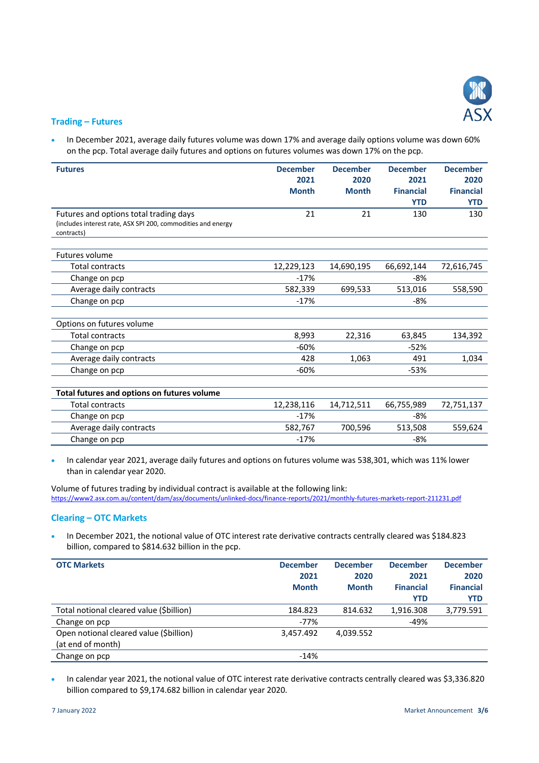## Trading – Futures

- In December 2021, average daily futures volume was down 17% and average daily options volume was down 60% on the pcp. Total average daily futures and options on futures volumes was down 17% on the pcp.

| Futures | December 2021 Month | December 2020 Month | December 2021 Financial YTD | December 2020 Financial YTD |
|---|---|---|---|---|
| Futures and options total trading days (includes interest rate, ASX SPI 200, commodities and energy contracts) | 21 | 21 | 130 | 130 |
| | | | | |
| Futures volume | | | | |
| Total contracts | 12,229,123 | 14,690,195 | 66,692,144 | 72,616,745 |
| Change on pcp | -17% | | -8% | |
| Average daily contracts | 582,339 | 699,533 | 513,016 | 558,590 |
| Change on pcp | -17% | | -8% | |
| | | | | |
| Options on futures volume | | | | |
| Total contracts | 8,993 | 22,316 | 63,845 | 134,392 |
| Change on pcp | -60% | | -52% | |
| Average daily contracts | 428 | 1,063 | 491 | 1,034 |
| Change on pcp | -60% | | -53% | |
| | | | | |
| **Total futures and options on futures volume** | | | | |
| Total contracts | 12,238,116 | 14,712,511 | 66,755,989 | 72,751,137 |
| Change on pcp | -17% | | -8% | |
| Average daily contracts | 582,767 | 700,596 | 513,508 | 559,624 |
| Change on pcp | -17% | | -8% | |

- In calendar year 2021, average daily futures and options on futures volume was 538,301, which was 11% lower than in calendar year 2020.

Volume of futures trading by individual contract is available at the following link:
https://www2.asx.com.au/content/dam/asx/documents/unlinked-docs/finance-reports/2021/monthly-futures-markets-report-211231.pdf

## Clearing – OTC Markets

- In December 2021, the notional value of OTC interest rate derivative contracts centrally cleared was $184.823 billion, compared to $814.632 billion in the pcp.

| OTC Markets | December 2021 Month | December 2020 Month | December 2021 Financial YTD | December 2020 Financial YTD |
|---|---|---|---|---|
| Total notional cleared value ($billion) | 184.823 | 814.632 | 1,916.308 | 3,779.591 |
| Change on pcp | -77% | | -49% | |
| Open notional cleared value ($billion) (at end of month) | 3,457.492 | 4,039.552 | | |
| Change on pcp | -14% | | | |

- In calendar year 2021, the notional value of OTC interest rate derivative contracts centrally cleared was $3,336.820 billion compared to $9,174.682 billion in calendar year 2020.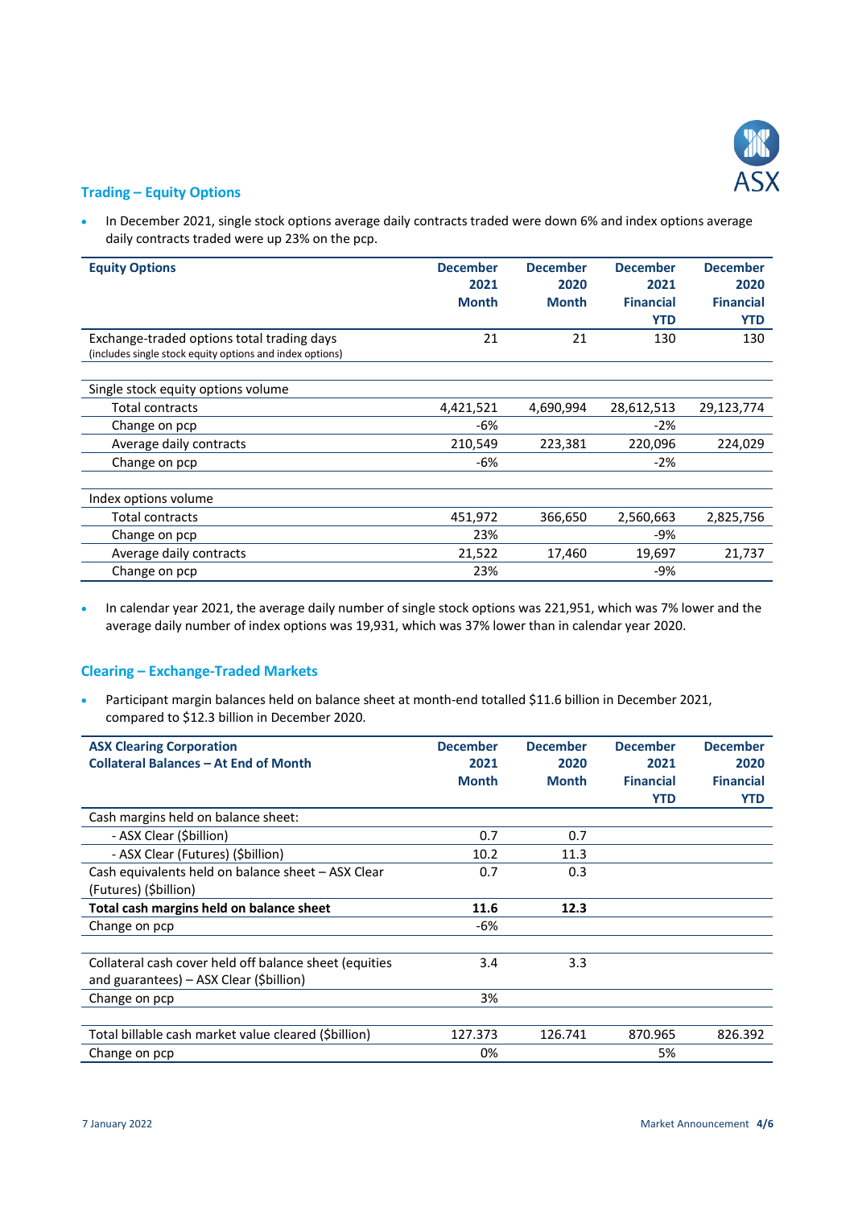## Trading – Equity Options

- In December 2021, single stock options average daily contracts traded were down 6% and index options average daily contracts traded were up 23% on the pcp.

| Equity Options | December 2021 Month | December 2020 Month | December 2021 Financial YTD | December 2020 Financial YTD |
|---|---|---|---|---|
| Exchange-traded options total trading days (includes single stock equity options and index options) | 21 | 21 | 130 | 130 |
| | | | | |
| Single stock equity options volume | | | | |
| Total contracts | 4,421,521 | 4,690,994 | 28,612,513 | 29,123,774 |
| Change on pcp | -6% | | -2% | |
| Average daily contracts | 210,549 | 223,381 | 220,096 | 224,029 |
| Change on pcp | -6% | | -2% | |
| | | | | |
| Index options volume | | | | |
| Total contracts | 451,972 | 366,650 | 2,560,663 | 2,825,756 |
| Change on pcp | 23% | | -9% | |
| Average daily contracts | 21,522 | 17,460 | 19,697 | 21,737 |
| Change on pcp | 23% | | -9% | |

- In calendar year 2021, the average daily number of single stock options was 221,951, which was 7% lower and the average daily number of index options was 19,931, which was 37% lower than in calendar year 2020.

## Clearing – Exchange-Traded Markets

- Participant margin balances held on balance sheet at month-end totalled $11.6 billion in December 2021, compared to $12.3 billion in December 2020.

| ASX Clearing Corporation Collateral Balances – At End of Month | December 2021 Month | December 2020 Month | December 2021 Financial YTD | December 2020 Financial YTD |
|---|---|---|---|---|
| Cash margins held on balance sheet: | | | | |
| - ASX Clear ($billion) | 0.7 | 0.7 | | |
| - ASX Clear (Futures) ($billion) | 10.2 | 11.3 | | |
| Cash equivalents held on balance sheet – ASX Clear (Futures) ($billion) | 0.7 | 0.3 | | |
| **Total cash margins held on balance sheet** | **11.6** | **12.3** | | |
| Change on pcp | -6% | | | |
| | | | | |
| Collateral cash cover held off balance sheet (equities and guarantees) – ASX Clear ($billion) | 3.4 | 3.3 | | |
| Change on pcp | 3% | | | |
| | | | | |
| Total billable cash market value cleared ($billion) | 127.373 | 126.741 | 870.965 | 826.392 |
| Change on pcp | 0% | | 5% | |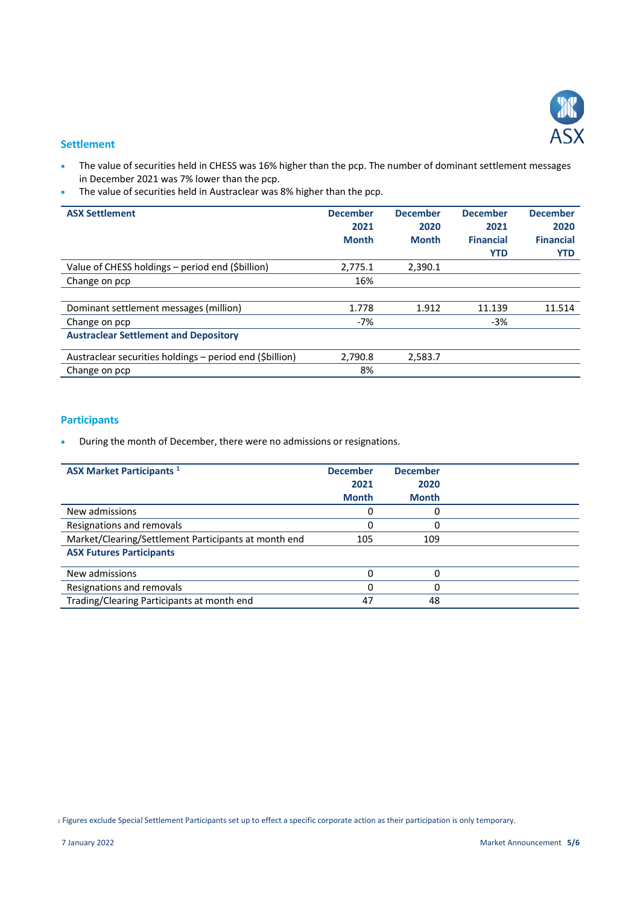## Settlement

- The value of securities held in CHESS was 16% higher than the pcp. The number of dominant settlement messages in December 2021 was 7% lower than the pcp.
- The value of securities held in Austraclear was 8% higher than the pcp.

| ASX Settlement | December 2021 Month | December 2020 Month | December 2021 Financial YTD | December 2020 Financial YTD |
|---|---|---|---|---|
| Value of CHESS holdings – period end ($billion) | 2,775.1 | 2,390.1 | | |
| Change on pcp | 16% | | | |
| | | | | |
| Dominant settlement messages (million) | 1.778 | 1.912 | 11.139 | 11.514 |
| Change on pcp | -7% | | -3% | |
| **Austraclear Settlement and Depository** | | | | |
| Austraclear securities holdings – period end ($billion) | 2,790.8 | 2,583.7 | | |
| Change on pcp | 8% | | | |

## Participants

- During the month of December, there were no admissions or resignations.

| ASX Market Participants [1] | December 2021 Month | December 2020 Month |
|---|---|---|
| New admissions | 0 | 0 |
| Resignations and removals | 0 | 0 |
| Market/Clearing/Settlement Participants at month end | 105 | 109 |
| **ASX Futures Participants** | | |
| New admissions | 0 | 0 |
| Resignations and removals | 0 | 0 |
| Trading/Clearing Participants at month end | 47 | 48 |

[1] Figures exclude Special Settlement Participants set up to effect a specific corporate action as their participation is only temporary.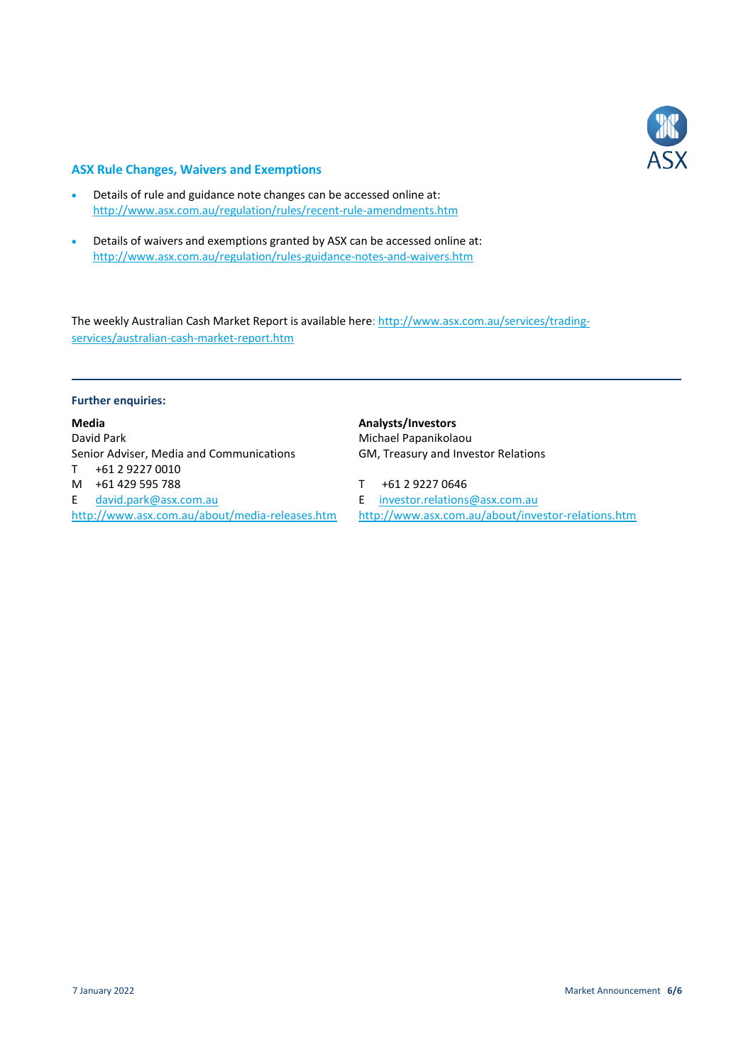## ASX Rule Changes, Waivers and Exemptions

- Details of rule and guidance note changes can be accessed online at: http://www.asx.com.au/regulation/rules/recent-rule-amendments.htm
- Details of waivers and exemptions granted by ASX can be accessed online at: http://www.asx.com.au/regulation/rules-guidance-notes-and-waivers.htm

The weekly Australian Cash Market Report is available here: http://www.asx.com.au/services/trading-services/australian-cash-market-report.htm

---

**Further enquiries:**

**Media**
David Park
Senior Adviser, Media and Communications
T +61 2 9227 0010
M +61 429 595 788
E david.park@asx.com.au
http://www.asx.com.au/about/media-releases.htm

**Analysts/Investors**
Michael Papanikolaou
GM, Treasury and Investor Relations

T +61 2 9227 0646
E investor.relations@asx.com.au
http://www.asx.com.au/about/investor-relations.htm